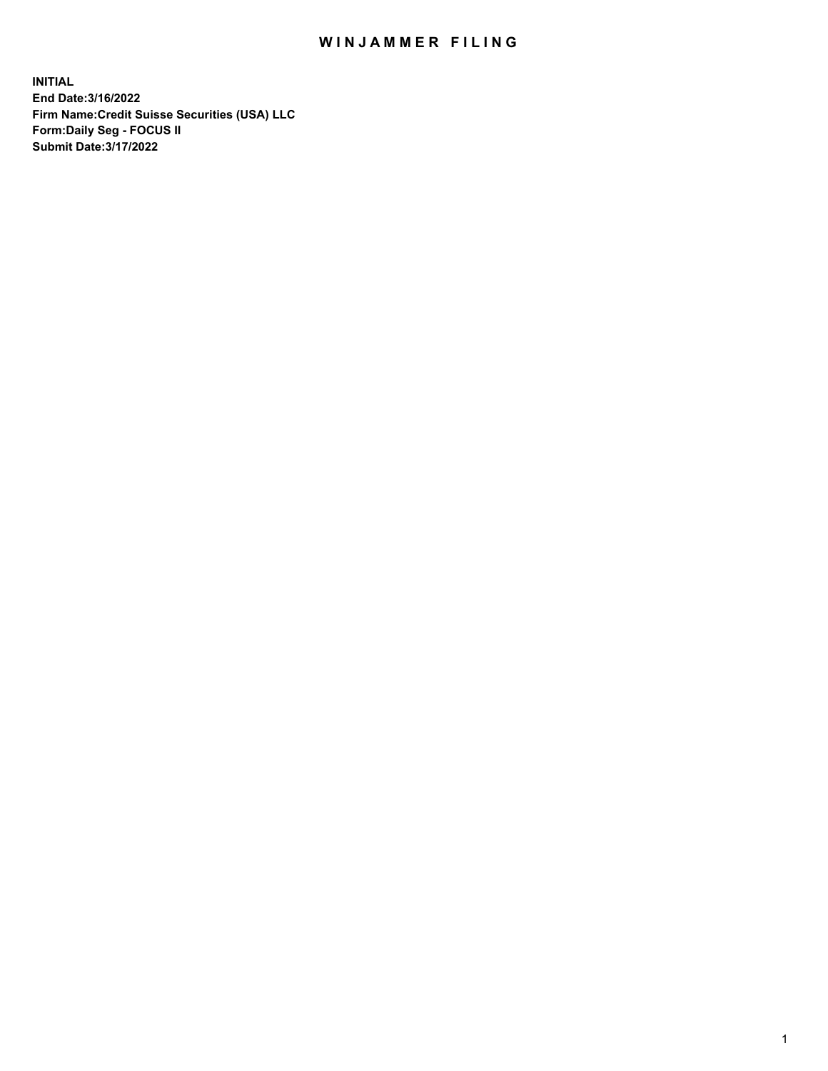# WINJAMMER FILING

**INITIAL**
**End Date:3/16/2022**
**Firm Name:Credit Suisse Securities (USA) LLC**
**Form:Daily Seg - FOCUS II**
**Submit Date:3/17/2022**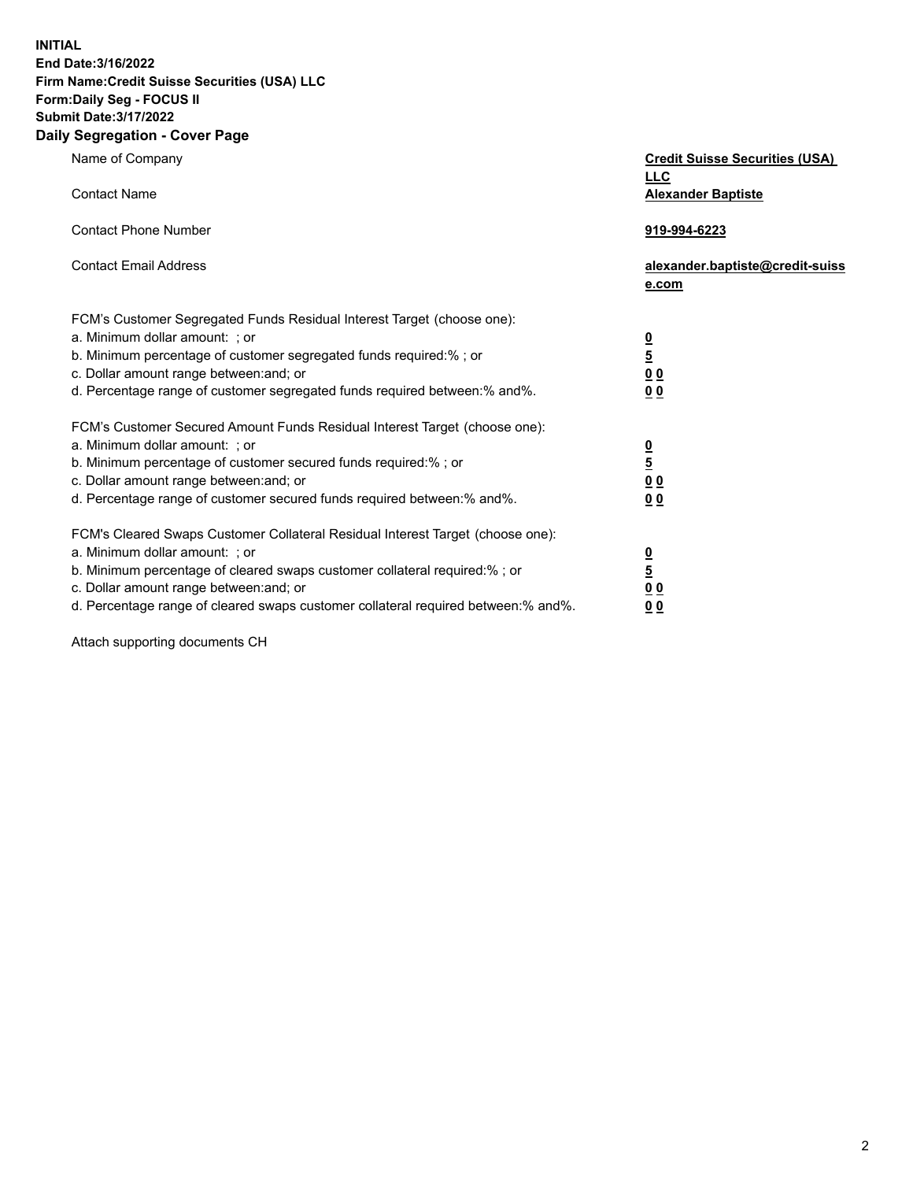**INITIAL**
**End Date:3/16/2022**
**Firm Name:Credit Suisse Securities (USA) LLC**
**Form:Daily Seg - FOCUS II**
**Submit Date:3/17/2022**

## Daily Segregation - Cover Page

| | |
|---|---|
| Name of Company | **Credit Suisse Securities (USA) LLC** |
| Contact Name | **Alexander Baptiste** |
| Contact Phone Number | **919-994-6223** |
| Contact Email Address | **alexander.baptiste@credit-suisse.com** |

FCM's Customer Segregated Funds Residual Interest Target (choose one):

| | |
|---|---|
| a. Minimum dollar amount: ; or | **0** |
| b. Minimum percentage of customer segregated funds required:% ; or | **5** |
| c. Dollar amount range between:and; or | **0 0** |
| d. Percentage range of customer segregated funds required between:% and%. | **0 0** |

FCM's Customer Secured Amount Funds Residual Interest Target (choose one):

| | |
|---|---|
| a. Minimum dollar amount: ; or | **0** |
| b. Minimum percentage of customer secured funds required:% ; or | **5** |
| c. Dollar amount range between:and; or | **0 0** |
| d. Percentage range of customer secured funds required between:% and%. | **0 0** |

FCM's Cleared Swaps Customer Collateral Residual Interest Target (choose one):

| | |
|---|---|
| a. Minimum dollar amount: ; or | **0** |
| b. Minimum percentage of cleared swaps customer collateral required:% ; or | **5** |
| c. Dollar amount range between:and; or | **0 0** |
| d. Percentage range of cleared swaps customer collateral required between:% and%. | **0 0** |

Attach supporting documents CH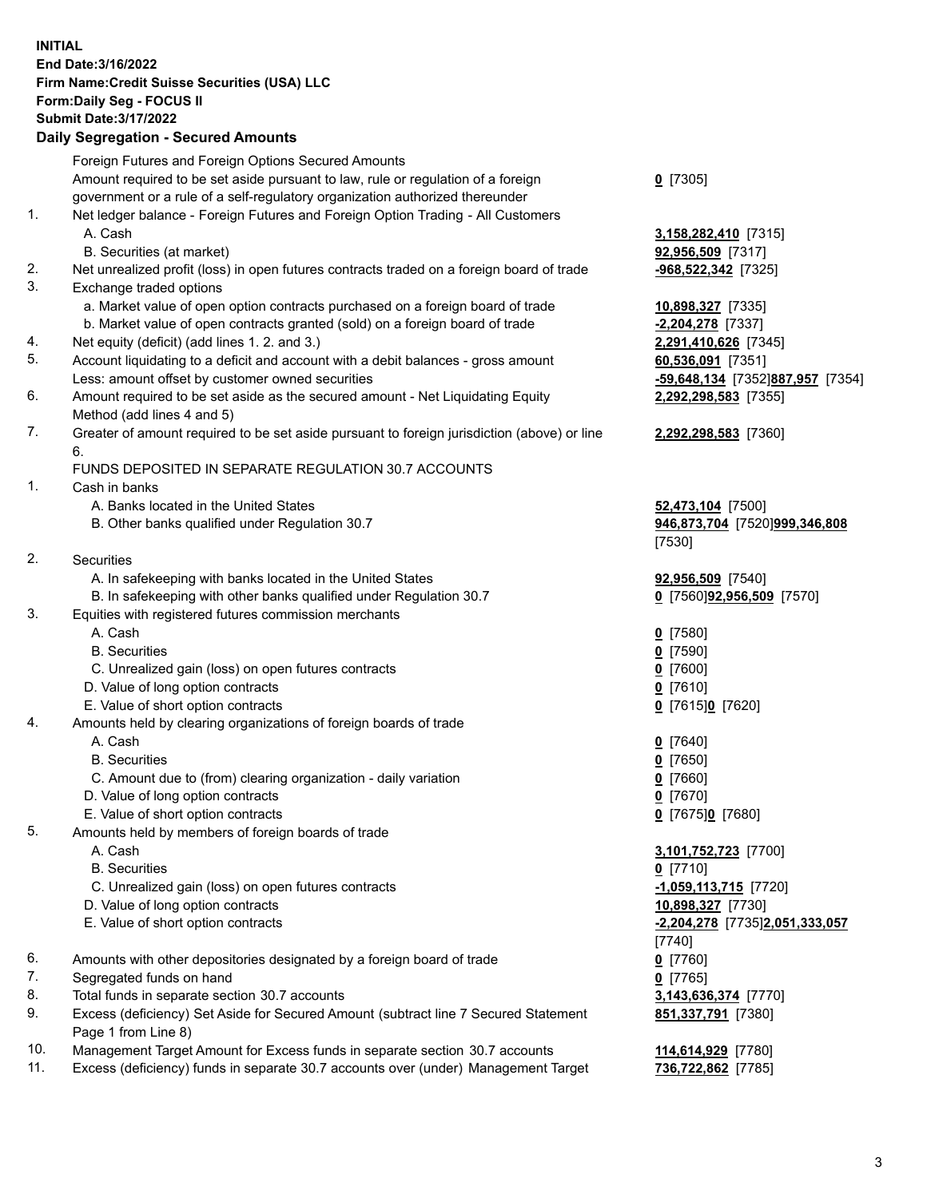**INITIAL**
**End Date:3/16/2022**
**Firm Name:Credit Suisse Securities (USA) LLC**
**Form:Daily Seg - FOCUS II**
**Submit Date:3/17/2022**

## Daily Segregation - Secured Amounts

| | | |
|---|---|---|
| | Foreign Futures and Foreign Options Secured Amounts | |
| | Amount required to be set aside pursuant to law, rule or regulation of a foreign government or a rule of a self-regulatory organization authorized thereunder | **0** [7305] |
| 1. | Net ledger balance - Foreign Futures and Foreign Option Trading - All Customers | |
| | A. Cash | **3,158,282,410** [7315] |
| | B. Securities (at market) | **92,956,509** [7317] |
| 2. | Net unrealized profit (loss) in open futures contracts traded on a foreign board of trade | **-968,522,342** [7325] |
| 3. | Exchange traded options | |
| | a. Market value of open option contracts purchased on a foreign board of trade | **10,898,327** [7335] |
| | b. Market value of open contracts granted (sold) on a foreign board of trade | **-2,204,278** [7337] |
| 4. | Net equity (deficit) (add lines 1. 2. and 3.) | **2,291,410,626** [7345] |
| 5. | Account liquidating to a deficit and account with a debit balances - gross amount | **60,536,091** [7351] |
| | Less: amount offset by customer owned securities | **-59,648,134** [7352]**887,957** [7354] |
| 6. | Amount required to be set aside as the secured amount - Net Liquidating Equity Method (add lines 4 and 5) | **2,292,298,583** [7355] |
| 7. | Greater of amount required to be set aside pursuant to foreign jurisdiction (above) or line 6. | **2,292,298,583** [7360] |
| | FUNDS DEPOSITED IN SEPARATE REGULATION 30.7 ACCOUNTS | |
| 1. | Cash in banks | |
| | A. Banks located in the United States | **52,473,104** [7500] |
| | B. Other banks qualified under Regulation 30.7 | **946,873,704** [7520]**999,346,808** [7530] |
| 2. | Securities | |
| | A. In safekeeping with banks located in the United States | **92,956,509** [7540] |
| | B. In safekeeping with other banks qualified under Regulation 30.7 | **0** [7560]**92,956,509** [7570] |
| 3. | Equities with registered futures commission merchants | |
| | A. Cash | **0** [7580] |
| | B. Securities | **0** [7590] |
| | C. Unrealized gain (loss) on open futures contracts | **0** [7600] |
| | D. Value of long option contracts | **0** [7610] |
| | E. Value of short option contracts | **0** [7615]**0** [7620] |
| 4. | Amounts held by clearing organizations of foreign boards of trade | |
| | A. Cash | **0** [7640] |
| | B. Securities | **0** [7650] |
| | C. Amount due to (from) clearing organization - daily variation | **0** [7660] |
| | D. Value of long option contracts | **0** [7670] |
| | E. Value of short option contracts | **0** [7675]**0** [7680] |
| 5. | Amounts held by members of foreign boards of trade | |
| | A. Cash | **3,101,752,723** [7700] |
| | B. Securities | **0** [7710] |
| | C. Unrealized gain (loss) on open futures contracts | **-1,059,113,715** [7720] |
| | D. Value of long option contracts | **10,898,327** [7730] |
| | E. Value of short option contracts | **-2,204,278** [7735]**2,051,333,057** [7740] |
| 6. | Amounts with other depositories designated by a foreign board of trade | **0** [7760] |
| 7. | Segregated funds on hand | **0** [7765] |
| 8. | Total funds in separate section 30.7 accounts | **3,143,636,374** [7770] |
| 9. | Excess (deficiency) Set Aside for Secured Amount (subtract line 7 Secured Statement Page 1 from Line 8) | **851,337,791** [7380] |
| 10. | Management Target Amount for Excess funds in separate section 30.7 accounts | **114,614,929** [7780] |
| 11. | Excess (deficiency) funds in separate 30.7 accounts over (under) Management Target | **736,722,862** [7785] |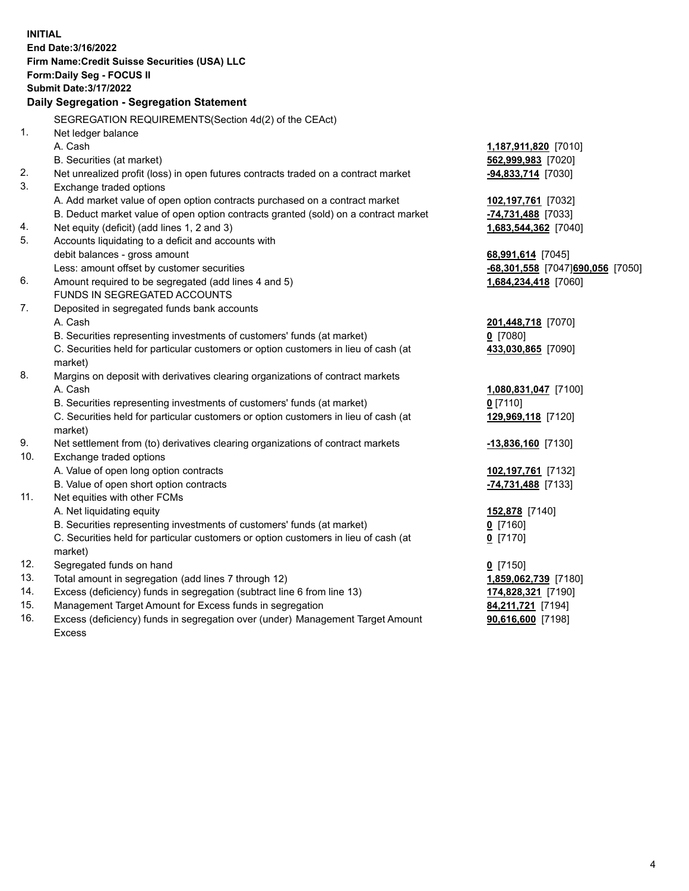**INITIAL**
**End Date:3/16/2022**
**Firm Name:Credit Suisse Securities (USA) LLC**
**Form:Daily Seg - FOCUS II**
**Submit Date:3/17/2022**

## Daily Segregation - Segregation Statement

SEGREGATION REQUIREMENTS(Section 4d(2) of the CEAct)

| | | |
|---|---|---|
| 1. | Net ledger balance | |
| | A. Cash | **1,187,911,820** [7010] |
| | B. Securities (at market) | **562,999,983** [7020] |
| 2. | Net unrealized profit (loss) in open futures contracts traded on a contract market | **-94,833,714** [7030] |
| 3. | Exchange traded options | |
| | A. Add market value of open option contracts purchased on a contract market | **102,197,761** [7032] |
| | B. Deduct market value of open option contracts granted (sold) on a contract market | **-74,731,488** [7033] |
| 4. | Net equity (deficit) (add lines 1, 2 and 3) | **1,683,544,362** [7040] |
| 5. | Accounts liquidating to a deficit and accounts with | |
| | debit balances - gross amount | **68,991,614** [7045] |
| | Less: amount offset by customer securities | **-68,301,558** [7047] **690,056** [7050] |
| 6. | Amount required to be segregated (add lines 4 and 5) | **1,684,234,418** [7060] |
| | FUNDS IN SEGREGATED ACCOUNTS | |
| 7. | Deposited in segregated funds bank accounts | |
| | A. Cash | **201,448,718** [7070] |
| | B. Securities representing investments of customers' funds (at market) | **0** [7080] |
| | C. Securities held for particular customers or option customers in lieu of cash (at market) | **433,030,865** [7090] |
| 8. | Margins on deposit with derivatives clearing organizations of contract markets | |
| | A. Cash | **1,080,831,047** [7100] |
| | B. Securities representing investments of customers' funds (at market) | **0** [7110] |
| | C. Securities held for particular customers or option customers in lieu of cash (at market) | **129,969,118** [7120] |
| 9. | Net settlement from (to) derivatives clearing organizations of contract markets | **-13,836,160** [7130] |
| 10. | Exchange traded options | |
| | A. Value of open long option contracts | **102,197,761** [7132] |
| | B. Value of open short option contracts | **-74,731,488** [7133] |
| 11. | Net equities with other FCMs | |
| | A. Net liquidating equity | **152,878** [7140] |
| | B. Securities representing investments of customers' funds (at market) | **0** [7160] |
| | C. Securities held for particular customers or option customers in lieu of cash (at market) | **0** [7170] |
| 12. | Segregated funds on hand | **0** [7150] |
| 13. | Total amount in segregation (add lines 7 through 12) | **1,859,062,739** [7180] |
| 14. | Excess (deficiency) funds in segregation (subtract line 6 from line 13) | **174,828,321** [7190] |
| 15. | Management Target Amount for Excess funds in segregation | **84,211,721** [7194] |
| 16. | Excess (deficiency) funds in segregation over (under) Management Target Amount Excess | **90,616,600** [7198] |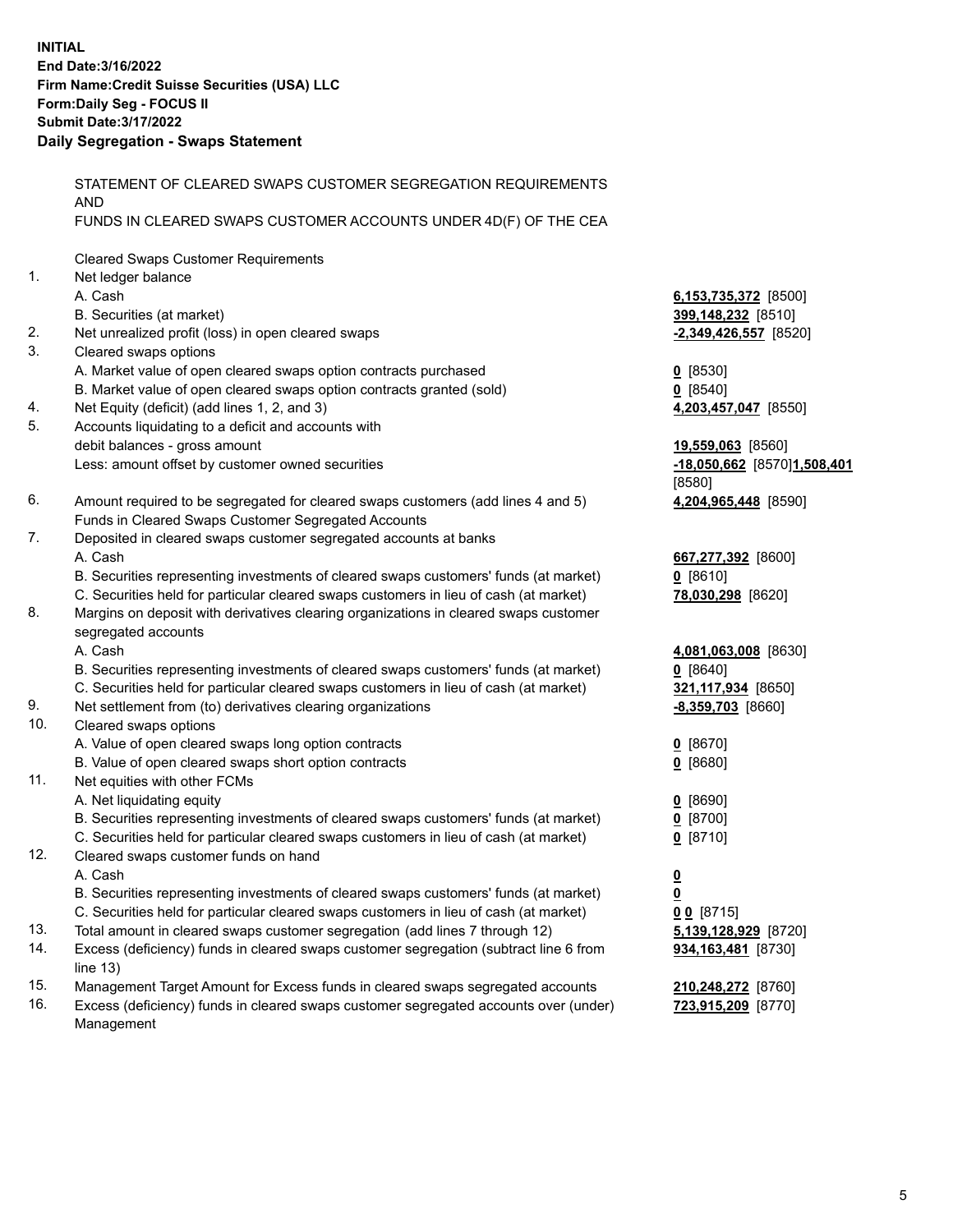**INITIAL**
**End Date:3/16/2022**
**Firm Name:Credit Suisse Securities (USA) LLC**
**Form:Daily Seg - FOCUS II**
**Submit Date:3/17/2022**
**Daily Segregation - Swaps Statement**

STATEMENT OF CLEARED SWAPS CUSTOMER SEGREGATION REQUIREMENTS AND FUNDS IN CLEARED SWAPS CUSTOMER ACCOUNTS UNDER 4D(F) OF THE CEA

| | | |
|---|---|---|
| | Cleared Swaps Customer Requirements | |
| 1. | Net ledger balance | |
| | A. Cash | **6,153,735,372** [8500] |
| | B. Securities (at market) | **399,148,232** [8510] |
| 2. | Net unrealized profit (loss) in open cleared swaps | **-2,349,426,557** [8520] |
| 3. | Cleared swaps options | |
| | A. Market value of open cleared swaps option contracts purchased | **0** [8530] |
| | B. Market value of open cleared swaps option contracts granted (sold) | **0** [8540] |
| 4. | Net Equity (deficit) (add lines 1, 2, and 3) | **4,203,457,047** [8550] |
| 5. | Accounts liquidating to a deficit and accounts with debit balances - gross amount | **19,559,063** [8560] |
| | Less: amount offset by customer owned securities | **-18,050,662** [8570]**1,508,401** [8580] |
| 6. | Amount required to be segregated for cleared swaps customers (add lines 4 and 5) | **4,204,965,448** [8590] |
| | Funds in Cleared Swaps Customer Segregated Accounts | |
| 7. | Deposited in cleared swaps customer segregated accounts at banks | |
| | A. Cash | **667,277,392** [8600] |
| | B. Securities representing investments of cleared swaps customers' funds (at market) | **0** [8610] |
| | C. Securities held for particular cleared swaps customers in lieu of cash (at market) | **78,030,298** [8620] |
| 8. | Margins on deposit with derivatives clearing organizations in cleared swaps customer segregated accounts | |
| | A. Cash | **4,081,063,008** [8630] |
| | B. Securities representing investments of cleared swaps customers' funds (at market) | **0** [8640] |
| | C. Securities held for particular cleared swaps customers in lieu of cash (at market) | **321,117,934** [8650] |
| 9. | Net settlement from (to) derivatives clearing organizations | **-8,359,703** [8660] |
| 10. | Cleared swaps options | |
| | A. Value of open cleared swaps long option contracts | **0** [8670] |
| | B. Value of open cleared swaps short option contracts | **0** [8680] |
| 11. | Net equities with other FCMs | |
| | A. Net liquidating equity | **0** [8690] |
| | B. Securities representing investments of cleared swaps customers' funds (at market) | **0** [8700] |
| | C. Securities held for particular cleared swaps customers in lieu of cash (at market) | **0** [8710] |
| 12. | Cleared swaps customer funds on hand | |
| | A. Cash | **0** |
| | B. Securities representing investments of cleared swaps customers' funds (at market) | **0** |
| | C. Securities held for particular cleared swaps customers in lieu of cash (at market) | **0** **0** [8715] |
| 13. | Total amount in cleared swaps customer segregation (add lines 7 through 12) | **5,139,128,929** [8720] |
| 14. | Excess (deficiency) funds in cleared swaps customer segregation (subtract line 6 from line 13) | **934,163,481** [8730] |
| 15. | Management Target Amount for Excess funds in cleared swaps segregated accounts | **210,248,272** [8760] |
| 16. | Excess (deficiency) funds in cleared swaps customer segregated accounts over (under) Management | **723,915,209** [8770] |